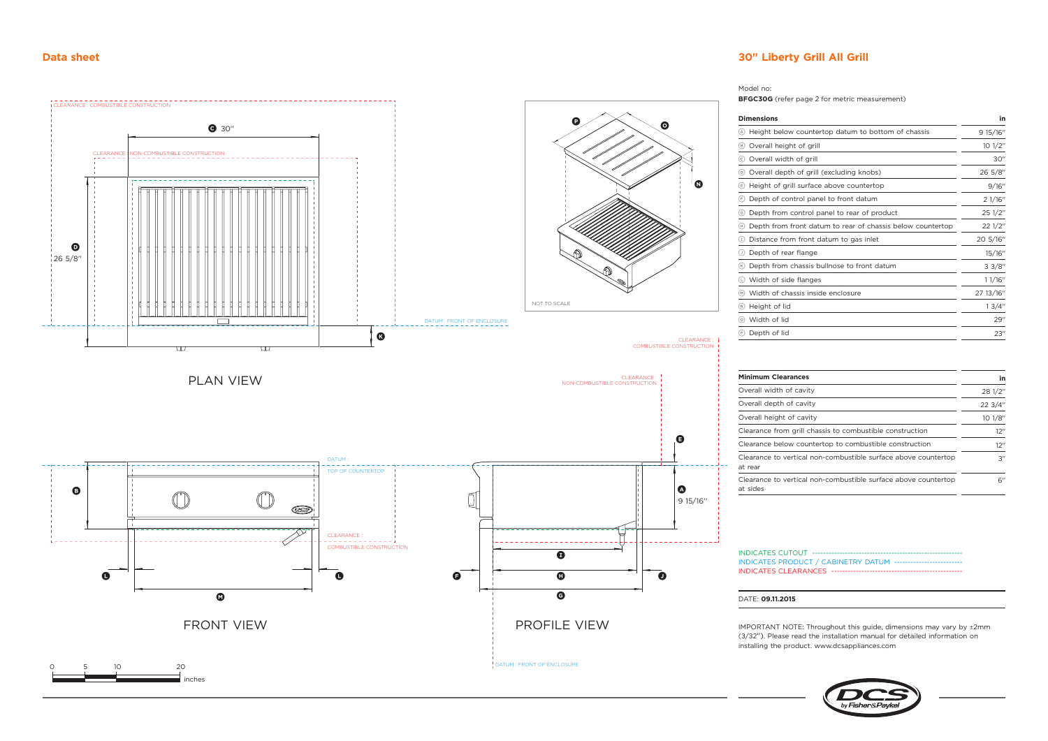## Data sheet

## 30" Liberty Grill All Grill

Model no:
**BFGC30G** (refer page 2 for metric measurement)

| Dimensions | in |
|---|---|
| Ⓐ Height below countertop datum to bottom of chassis | 9 15/16" |
| Ⓑ Overall height of grill | 10 1/2" |
| Ⓒ Overall width of grill | 30" |
| Ⓓ Overall depth of grill (excluding knobs) | 26 5/8" |
| Ⓔ Height of grill surface above countertop | 9/16" |
| Ⓕ Depth of control panel to front datum | 2 1/16" |
| Ⓖ Depth from control panel to rear of product | 25 1/2" |
| Ⓗ Depth from front datum to rear of chassis below countertop | 22 1/2" |
| Ⓘ Distance from front datum to gas inlet | 20 5/16" |
| Ⓙ Depth of rear flange | 15/16" |
| Ⓚ Depth from chassis bullnose to front datum | 3 3/8" |
| Ⓛ Width of side flanges | 1 1/16" |
| Ⓜ Width of chassis inside enclosure | 27 13/16" |
| Ⓝ Height of lid | 1 3/4" |
| Ⓞ Width of lid | 29" |
| Ⓟ Depth of lid | 23" |

| Minimum Clearances | in |
|---|---|
| Overall width of cavity | 28 1/2" |
| Overall depth of cavity | 22 3/4" |
| Overall height of cavity | 10 1/8" |
| Clearance from grill chassis to combustible construction | 12" |
| Clearance below countertop to combustible construction | 12" |
| Clearance to vertical non-combustible surface above countertop at rear | 3" |
| Clearance to vertical non-combustible surface above countertop at sides | 6" |

INDICATES CUTOUT
INDICATES PRODUCT / CABINETRY DATUM
INDICATES CLEARANCES

DATE: **09.11.2015**

IMPORTANT NOTE: Throughout this guide, dimensions may vary by ±2mm (3/32"). Please read the installation manual for detailed information on installing the product. www.dcsappliances.com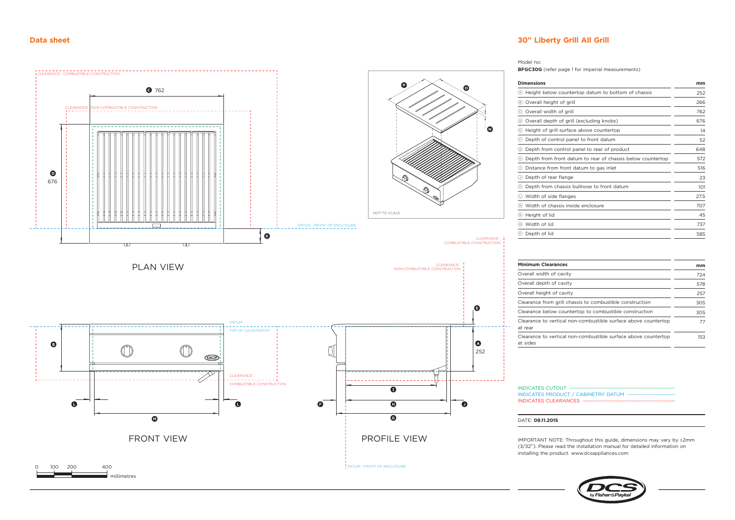## Data sheet

# 30" Liberty Grill All Grill

Model no:
**BFGC30G** (refer page 1 for imperial measurements)

| Dimensions | mm |
|---|---|
| A Height below countertop datum to bottom of chassis | 252 |
| B Overall height of grill | 266 |
| C Overall width of grill | 762 |
| D Overall depth of grill (excluding knobs) | 676 |
| E Height of grill surface above countertop | 14 |
| F Depth of control panel to front datum | 52 |
| G Depth from control panel to rear of product | 648 |
| H Depth from front datum to rear of chassis below countertop | 572 |
| I Distance from front datum to gas inlet | 516 |
| J Depth of rear flange | 23 |
| K Depth from chassis bullnose to front datum | 101 |
| L Width of side flanges | 27.5 |
| M Width of chassis inside enclosure | 707 |
| N Height of lid | 45 |
| O Width of lid | 737 |
| P Depth of lid | 585 |

| Minimum Clearances | mm |
|---|---|
| Overall width of cavity | 724 |
| Overall depth of cavity | 578 |
| Overall height of cavity | 257 |
| Clearance from grill chassis to combustible construction | 305 |
| Clearance below countertop to combustible construction | 305 |
| Clearance to vertical non-combustible surface above countertop at rear | 77 |
| Clearance to vertical non-combustible surface above countertop at sides | 153 |

INDICATES CUTOUT
INDICATES PRODUCT / CABINETRY DATUM
INDICATES CLEARANCES

DATE: **09.11.2015**

IMPORTANT NOTE: Throughout this guide, dimensions may vary by ±2mm (3/32"). Please read the installation manual for detailed information on installing the product. www.dcsappliances.com

CLEARANCE : COMBUSTIBLE CONSTRUCTION
C 762
CLEARANCE : NON-COMBUSTIBLE CONSTRUCTION
D 676
DATUM : FRONT OF ENCLOSURE
K
PLAN VIEW

NOT TO SCALE

DATUM : TOP OF COUNTERTOP
B
CLEARANCE : COMBUSTIBLE CONSTRUCTION
L L M
FRONT VIEW

CLEARANCE : COMBUSTIBLE CONSTRUCTION
CLEARANCE : NON-COMBUSTIBLE CONSTRUCTION
E
A 252
I H G F J
PROFILE VIEW
DATUM : FRONT OF ENCLOSURE

0 100 200 400
millimetres

DCS by Fisher&Paykel